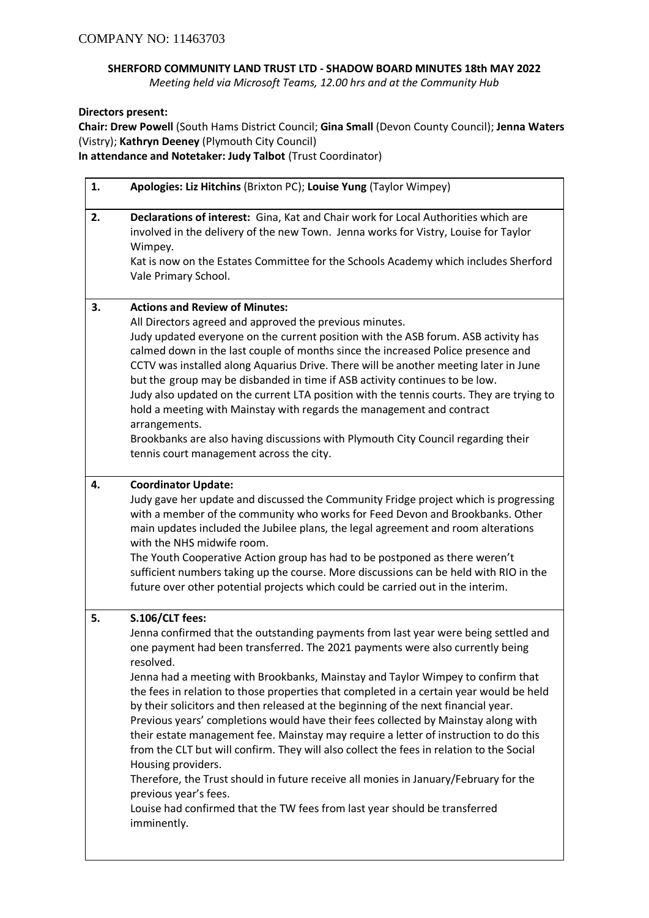COMPANY NO: 11463703

**SHERFORD COMMUNITY LAND TRUST LTD - SHADOW BOARD MINUTES 18th MAY 2022**

*Meeting held via Microsoft Teams, 12.00 hrs and at the Community Hub*

**Directors present:**

**Chair: Drew Powell** (South Hams District Council; **Gina Small** (Devon County Council); **Jenna Waters** (Vistry); **Kathryn Deeney** (Plymouth City Council)

**In attendance and Notetaker: Judy Talbot** (Trust Coordinator)

| | |
|---|---|
| **1.** | **Apologies: Liz Hitchins** (Brixton PC); **Louise Yung** (Taylor Wimpey) |
| **2.** | **Declarations of interest:** Gina, Kat and Chair work for Local Authorities which are involved in the delivery of the new Town. Jenna works for Vistry, Louise for Taylor Wimpey.<br>Kat is now on the Estates Committee for the Schools Academy which includes Sherford Vale Primary School. |
| **3.** | **Actions and Review of Minutes:**<br>All Directors agreed and approved the previous minutes.<br>Judy updated everyone on the current position with the ASB forum. ASB activity has calmed down in the last couple of months since the increased Police presence and CCTV was installed along Aquarius Drive. There will be another meeting later in June but the group may be disbanded in time if ASB activity continues to be low.<br>Judy also updated on the current LTA position with the tennis courts. They are trying to hold a meeting with Mainstay with regards the management and contract arrangements.<br>Brookbanks are also having discussions with Plymouth City Council regarding their tennis court management across the city. |
| **4.** | **Coordinator Update:**<br>Judy gave her update and discussed the Community Fridge project which is progressing with a member of the community who works for Feed Devon and Brookbanks. Other main updates included the Jubilee plans, the legal agreement and room alterations with the NHS midwife room.<br>The Youth Cooperative Action group has had to be postponed as there weren't sufficient numbers taking up the course. More discussions can be held with RIO in the future over other potential projects which could be carried out in the interim. |
| **5.** | **S.106/CLT fees:**<br>Jenna confirmed that the outstanding payments from last year were being settled and one payment had been transferred. The 2021 payments were also currently being resolved.<br>Jenna had a meeting with Brookbanks, Mainstay and Taylor Wimpey to confirm that the fees in relation to those properties that completed in a certain year would be held by their solicitors and then released at the beginning of the next financial year. Previous years' completions would have their fees collected by Mainstay along with their estate management fee. Mainstay may require a letter of instruction to do this from the CLT but will confirm. They will also collect the fees in relation to the Social Housing providers.<br>Therefore, the Trust should in future receive all monies in January/February for the previous year's fees.<br>Louise had confirmed that the TW fees from last year should be transferred imminently. |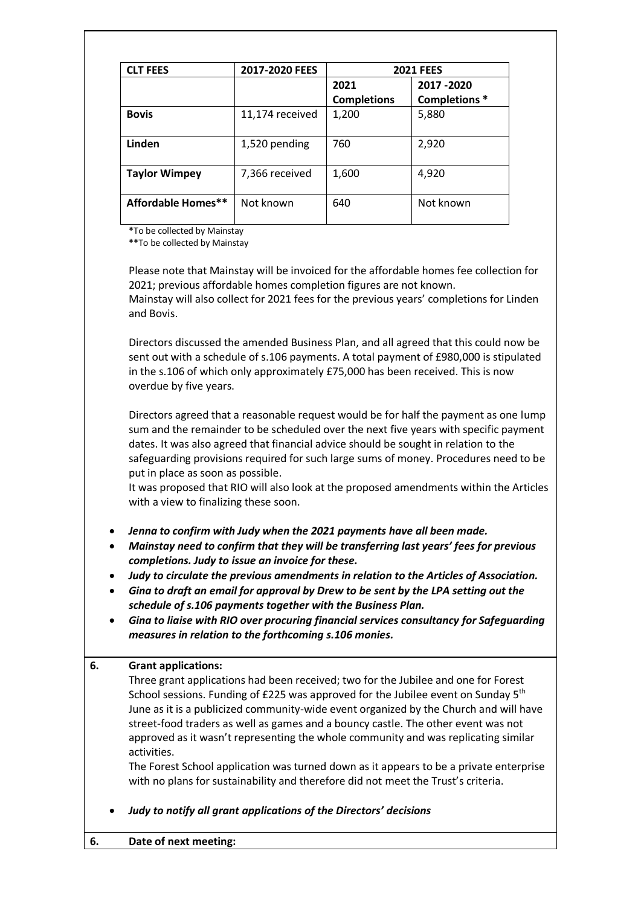| CLT FEES | 2017-2020 FEES | 2021 FEES | |
|---|---|---|---|
| | | 2021 Completions | 2017 -2020 Completions * |
| **Bovis** | 11,174 received | 1,200 | 5,880 |
| **Linden** | 1,520 pending | 760 | 2,920 |
| **Taylor Wimpey** | 7,366 received | 1,600 | 4,920 |
| **Affordable Homes**** | Not known | 640 | Not known |

**\***To be collected by Mainstay
**\*\***To be collected by Mainstay

Please note that Mainstay will be invoiced for the affordable homes fee collection for 2021; previous affordable homes completion figures are not known.
Mainstay will also collect for 2021 fees for the previous years' completions for Linden and Bovis.

Directors discussed the amended Business Plan, and all agreed that this could now be sent out with a schedule of s.106 payments. A total payment of £980,000 is stipulated in the s.106 of which only approximately £75,000 has been received. This is now overdue by five years.

Directors agreed that a reasonable request would be for half the payment as one lump sum and the remainder to be scheduled over the next five years with specific payment dates. It was also agreed that financial advice should be sought in relation to the safeguarding provisions required for such large sums of money. Procedures need to be put in place as soon as possible.
It was proposed that RIO will also look at the proposed amendments within the Articles with a view to finalizing these soon.

- ***Jenna to confirm with Judy when the 2021 payments have all been made.***
- ***Mainstay need to confirm that they will be transferring last years' fees for previous completions. Judy to issue an invoice for these.***
- ***Judy to circulate the previous amendments in relation to the Articles of Association.***
- ***Gina to draft an email for approval by Drew to be sent by the LPA setting out the schedule of s.106 payments together with the Business Plan.***
- ***Gina to liaise with RIO over procuring financial services consultancy for Safeguarding measures in relation to the forthcoming s.106 monies.***

**6. Grant applications:**

Three grant applications had been received; two for the Jubilee and one for Forest School sessions. Funding of £225 was approved for the Jubilee event on Sunday 5th June as it is a publicized community-wide event organized by the Church and will have street-food traders as well as games and a bouncy castle. The other event was not approved as it wasn't representing the whole community and was replicating similar activities.

The Forest School application was turned down as it appears to be a private enterprise with no plans for sustainability and therefore did not meet the Trust's criteria.

- ***Judy to notify all grant applications of the Directors' decisions***

**6. Date of next meeting:**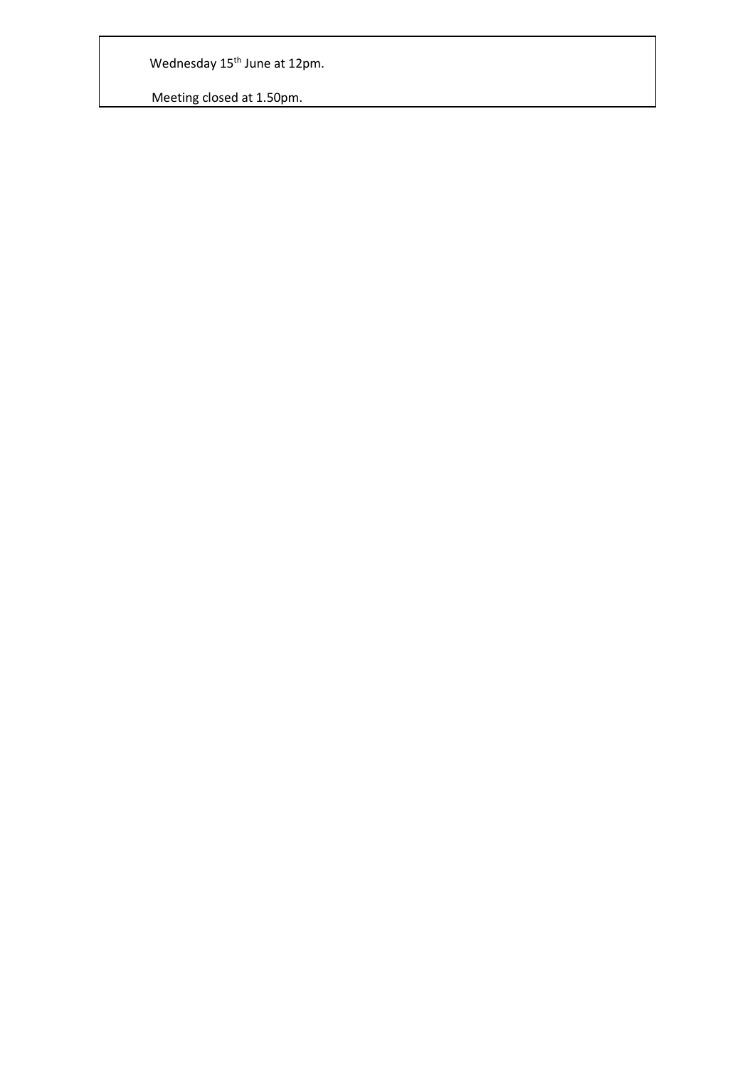Wednesday 15th June at 12pm.

Meeting closed at 1.50pm.